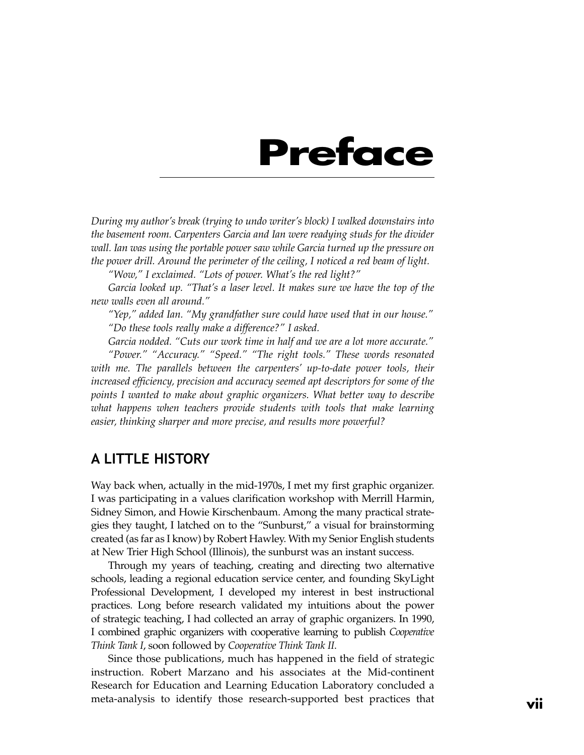# Preface

*During my author's break (trying to undo writer's block) I walked downstairs into the basement room. Carpenters Garcia and Ian were readying studs for the divider wall. Ian was using the portable power saw while Garcia turned up the pressure on the power drill. Around the perimeter of the ceiling, I noticed a red beam of light.*

*"Wow," I exclaimed. "Lots of power. What's the red light?"*

*Garcia looked up. "That's a laser level. It makes sure we have the top of the new walls even all around."*

*"Yep," added Ian. "My grandfather sure could have used that in our house."*

*"Do these tools really make a difference?" I asked.*

*Garcia nodded. "Cuts our work time in half and we are a lot more accurate."*

*"Power." "Accuracy." "Speed." "The right tools." These words resonated with me. The parallels between the carpenters' up-to-date power tools, their increased efficiency, precision and accuracy seemed apt descriptors for some of the points I wanted to make about graphic organizers. What better way to describe what happens when teachers provide students with tools that make learning easier, thinking sharper and more precise, and results more powerful?*

## A LITTLE HISTORY

Way back when, actually in the mid-1970s, I met my first graphic organizer. I was participating in a values clarification workshop with Merrill Harmin, Sidney Simon, and Howie Kirschenbaum. Among the many practical strategies they taught, I latched on to the "Sunburst," a visual for brainstorming created (as far as I know) by Robert Hawley. With my Senior English students at New Trier High School (Illinois), the sunburst was an instant success.

Through my years of teaching, creating and directing two alternative schools, leading a regional education service center, and founding SkyLight Professional Development, I developed my interest in best instructional practices. Long before research validated my intuitions about the power of strategic teaching, I had collected an array of graphic organizers. In 1990, I combined graphic organizers with cooperative learning to publish *Cooperative Think Tank I*, soon followed by *Cooperative Think Tank II*.

Since those publications, much has happened in the field of strategic instruction. Robert Marzano and his associates at the Mid-continent Research for Education and Learning Education Laboratory concluded a meta-analysis to identify those research-supported best practices that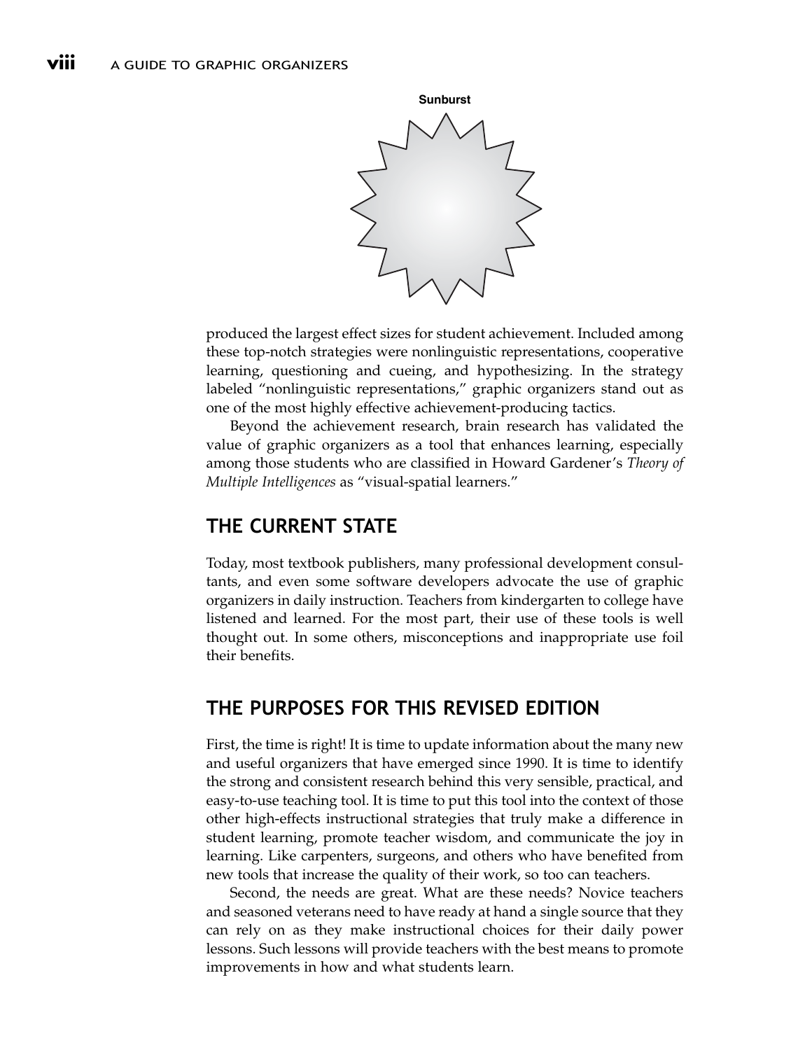Sunburst

produced the largest effect sizes for student achievement. Included among these top-notch strategies were nonlinguistic representations, cooperative learning, questioning and cueing, and hypothesizing. In the strategy labeled "nonlinguistic representations," graphic organizers stand out as one of the most highly effective achievement-producing tactics.

Beyond the achievement research, brain research has validated the value of graphic organizers as a tool that enhances learning, especially among those students who are classified in Howard Gardener's *Theory of Multiple Intelligences* as "visual-spatial learners."

## THE CURRENT STATE

Today, most textbook publishers, many professional development consultants, and even some software developers advocate the use of graphic organizers in daily instruction. Teachers from kindergarten to college have listened and learned. For the most part, their use of these tools is well thought out. In some others, misconceptions and inappropriate use foil their benefits.

## THE PURPOSES FOR THIS REVISED EDITION

First, the time is right! It is time to update information about the many new and useful organizers that have emerged since 1990. It is time to identify the strong and consistent research behind this very sensible, practical, and easy-to-use teaching tool. It is time to put this tool into the context of those other high-effects instructional strategies that truly make a difference in student learning, promote teacher wisdom, and communicate the joy in learning. Like carpenters, surgeons, and others who have benefited from new tools that increase the quality of their work, so too can teachers.

Second, the needs are great. What are these needs? Novice teachers and seasoned veterans need to have ready at hand a single source that they can rely on as they make instructional choices for their daily power lessons. Such lessons will provide teachers with the best means to promote improvements in how and what students learn.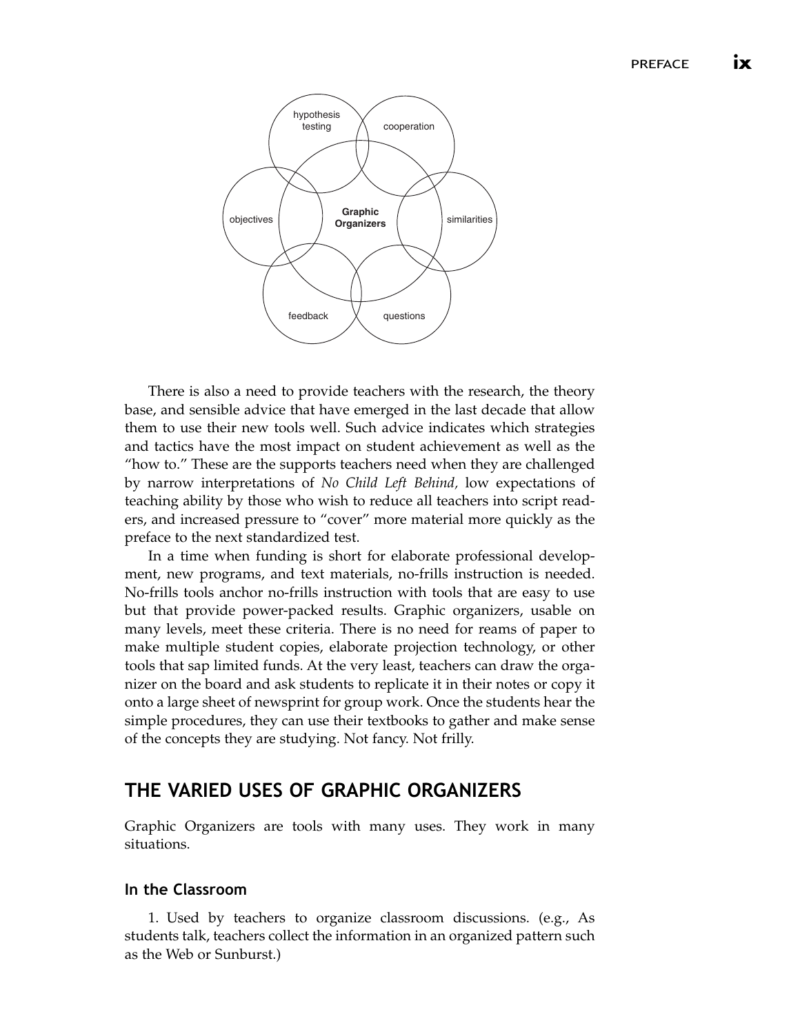There is also a need to provide teachers with the research, the theory base, and sensible advice that have emerged in the last decade that allow them to use their new tools well. Such advice indicates which strategies and tactics have the most impact on student achievement as well as the "how to." These are the supports teachers need when they are challenged by narrow interpretations of *No Child Left Behind,* low expectations of teaching ability by those who wish to reduce all teachers into script readers, and increased pressure to "cover" more material more quickly as the preface to the next standardized test.

In a time when funding is short for elaborate professional development, new programs, and text materials, no-frills instruction is needed. No-frills tools anchor no-frills instruction with tools that are easy to use but that provide power-packed results. Graphic organizers, usable on many levels, meet these criteria. There is no need for reams of paper to make multiple student copies, elaborate projection technology, or other tools that sap limited funds. At the very least, teachers can draw the organizer on the board and ask students to replicate it in their notes or copy it onto a large sheet of newsprint for group work. Once the students hear the simple procedures, they can use their textbooks to gather and make sense of the concepts they are studying. Not fancy. Not frilly.

## THE VARIED USES OF GRAPHIC ORGANIZERS

Graphic Organizers are tools with many uses. They work in many situations.

### In the Classroom

1. Used by teachers to organize classroom discussions. (e.g., As students talk, teachers collect the information in an organized pattern such as the Web or Sunburst.)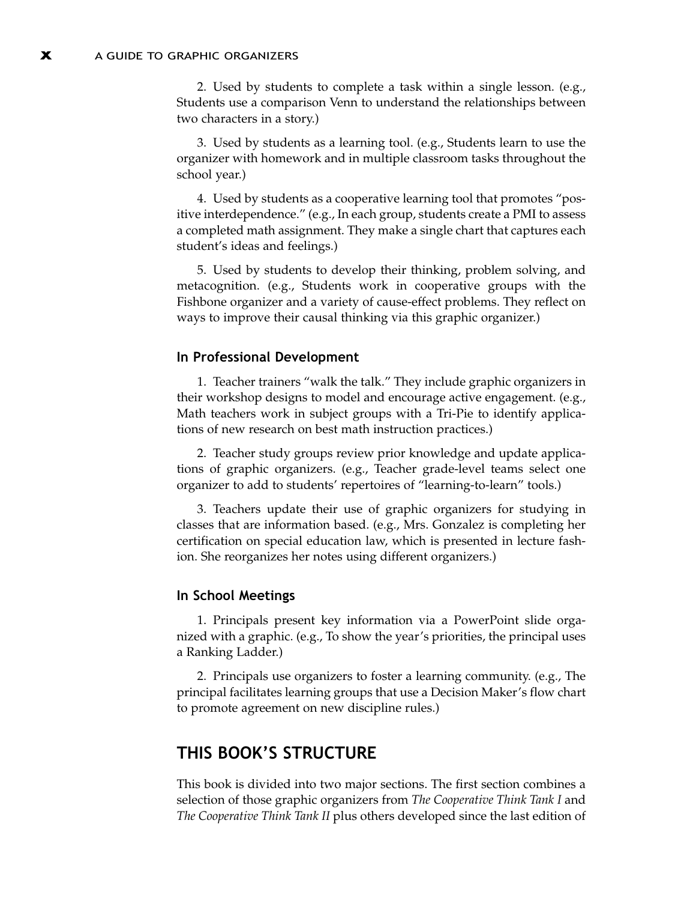2. Used by students to complete a task within a single lesson. (e.g., Students use a comparison Venn to understand the relationships between two characters in a story.)

3. Used by students as a learning tool. (e.g., Students learn to use the organizer with homework and in multiple classroom tasks throughout the school year.)

4. Used by students as a cooperative learning tool that promotes "positive interdependence." (e.g., In each group, students create a PMI to assess a completed math assignment. They make a single chart that captures each student's ideas and feelings.)

5. Used by students to develop their thinking, problem solving, and metacognition. (e.g., Students work in cooperative groups with the Fishbone organizer and a variety of cause-effect problems. They reflect on ways to improve their causal thinking via this graphic organizer.)

### In Professional Development

1. Teacher trainers "walk the talk." They include graphic organizers in their workshop designs to model and encourage active engagement. (e.g., Math teachers work in subject groups with a Tri-Pie to identify applications of new research on best math instruction practices.)

2. Teacher study groups review prior knowledge and update applications of graphic organizers. (e.g., Teacher grade-level teams select one organizer to add to students' repertoires of "learning-to-learn" tools.)

3. Teachers update their use of graphic organizers for studying in classes that are information based. (e.g., Mrs. Gonzalez is completing her certification on special education law, which is presented in lecture fashion. She reorganizes her notes using different organizers.)

### In School Meetings

1. Principals present key information via a PowerPoint slide organized with a graphic. (e.g., To show the year's priorities, the principal uses a Ranking Ladder.)

2. Principals use organizers to foster a learning community. (e.g., The principal facilitates learning groups that use a Decision Maker's flow chart to promote agreement on new discipline rules.)

## THIS BOOK'S STRUCTURE

This book is divided into two major sections. The first section combines a selection of those graphic organizers from *The Cooperative Think Tank I* and *The Cooperative Think Tank II* plus others developed since the last edition of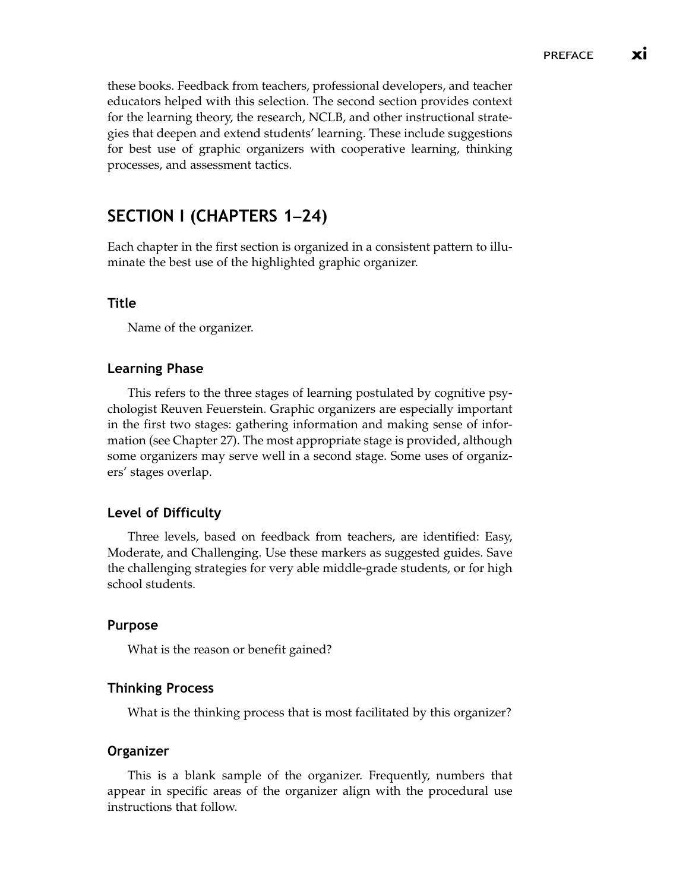these books. Feedback from teachers, professional developers, and teacher educators helped with this selection. The second section provides context for the learning theory, the research, NCLB, and other instructional strategies that deepen and extend students' learning. These include suggestions for best use of graphic organizers with cooperative learning, thinking processes, and assessment tactics.

## SECTION I (CHAPTERS 1–24)

Each chapter in the first section is organized in a consistent pattern to illuminate the best use of the highlighted graphic organizer.

### Title

Name of the organizer.

### Learning Phase

This refers to the three stages of learning postulated by cognitive psychologist Reuven Feuerstein. Graphic organizers are especially important in the first two stages: gathering information and making sense of information (see Chapter 27). The most appropriate stage is provided, although some organizers may serve well in a second stage. Some uses of organizers' stages overlap.

### Level of Difficulty

Three levels, based on feedback from teachers, are identified: Easy, Moderate, and Challenging. Use these markers as suggested guides. Save the challenging strategies for very able middle-grade students, or for high school students.

### Purpose

What is the reason or benefit gained?

### Thinking Process

What is the thinking process that is most facilitated by this organizer?

### Organizer

This is a blank sample of the organizer. Frequently, numbers that appear in specific areas of the organizer align with the procedural use instructions that follow.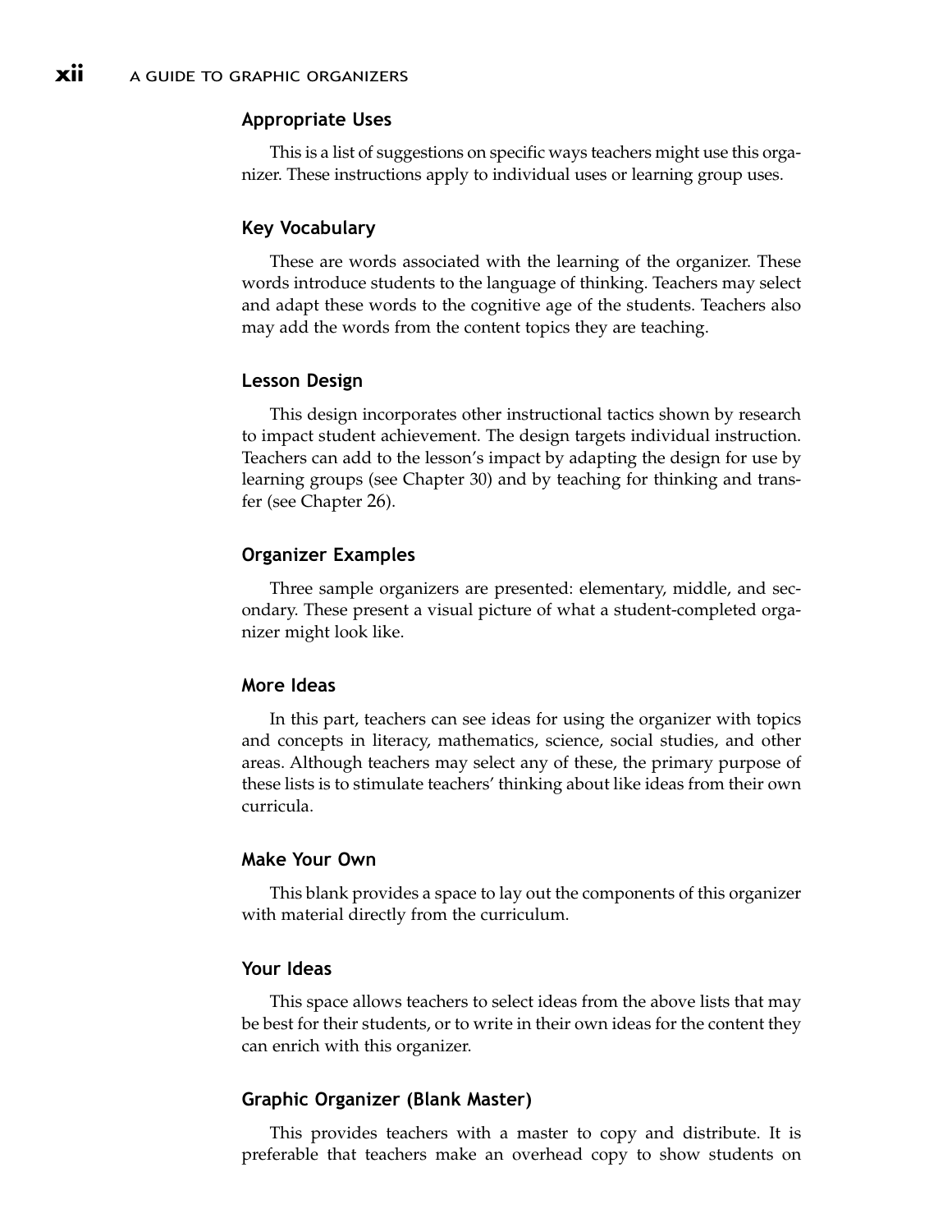### Appropriate Uses

This is a list of suggestions on specific ways teachers might use this organizer. These instructions apply to individual uses or learning group uses.

### Key Vocabulary

These are words associated with the learning of the organizer. These words introduce students to the language of thinking. Teachers may select and adapt these words to the cognitive age of the students. Teachers also may add the words from the content topics they are teaching.

### Lesson Design

This design incorporates other instructional tactics shown by research to impact student achievement. The design targets individual instruction. Teachers can add to the lesson's impact by adapting the design for use by learning groups (see Chapter 30) and by teaching for thinking and transfer (see Chapter 26).

### Organizer Examples

Three sample organizers are presented: elementary, middle, and secondary. These present a visual picture of what a student-completed organizer might look like.

### More Ideas

In this part, teachers can see ideas for using the organizer with topics and concepts in literacy, mathematics, science, social studies, and other areas. Although teachers may select any of these, the primary purpose of these lists is to stimulate teachers' thinking about like ideas from their own curricula.

### Make Your Own

This blank provides a space to lay out the components of this organizer with material directly from the curriculum.

### Your Ideas

This space allows teachers to select ideas from the above lists that may be best for their students, or to write in their own ideas for the content they can enrich with this organizer.

### Graphic Organizer (Blank Master)

This provides teachers with a master to copy and distribute. It is preferable that teachers make an overhead copy to show students on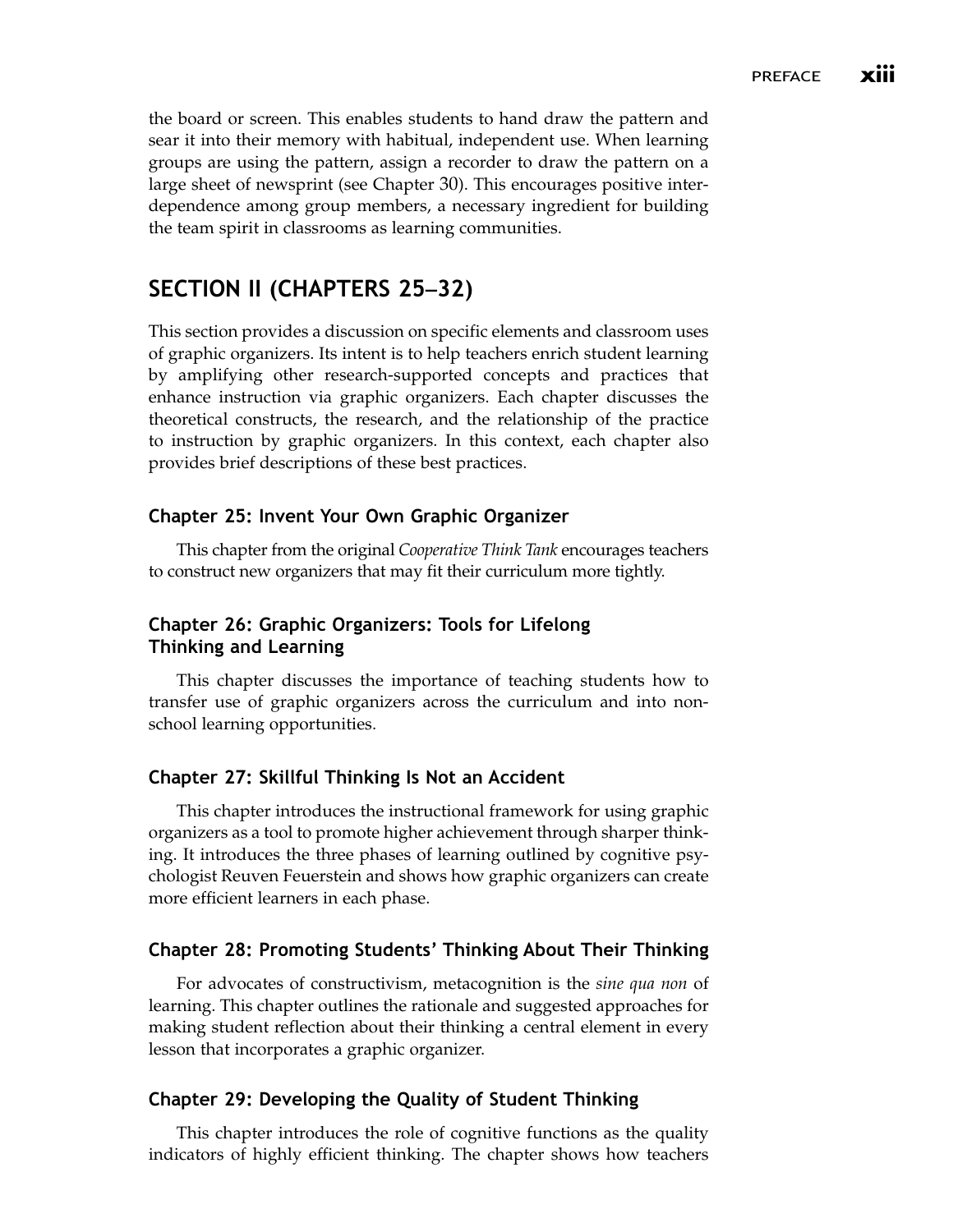the board or screen. This enables students to hand draw the pattern and sear it into their memory with habitual, independent use. When learning groups are using the pattern, assign a recorder to draw the pattern on a large sheet of newsprint (see Chapter 30). This encourages positive interdependence among group members, a necessary ingredient for building the team spirit in classrooms as learning communities.

## SECTION II (CHAPTERS 25–32)

This section provides a discussion on specific elements and classroom uses of graphic organizers. Its intent is to help teachers enrich student learning by amplifying other research-supported concepts and practices that enhance instruction via graphic organizers. Each chapter discusses the theoretical constructs, the research, and the relationship of the practice to instruction by graphic organizers. In this context, each chapter also provides brief descriptions of these best practices.

### Chapter 25: Invent Your Own Graphic Organizer

This chapter from the original *Cooperative Think Tank* encourages teachers to construct new organizers that may fit their curriculum more tightly.

### Chapter 26: Graphic Organizers: Tools for Lifelong Thinking and Learning

This chapter discusses the importance of teaching students how to transfer use of graphic organizers across the curriculum and into non-school learning opportunities.

### Chapter 27: Skillful Thinking Is Not an Accident

This chapter introduces the instructional framework for using graphic organizers as a tool to promote higher achievement through sharper thinking. It introduces the three phases of learning outlined by cognitive psychologist Reuven Feuerstein and shows how graphic organizers can create more efficient learners in each phase.

### Chapter 28: Promoting Students' Thinking About Their Thinking

For advocates of constructivism, metacognition is the *sine qua non* of learning. This chapter outlines the rationale and suggested approaches for making student reflection about their thinking a central element in every lesson that incorporates a graphic organizer.

### Chapter 29: Developing the Quality of Student Thinking

This chapter introduces the role of cognitive functions as the quality indicators of highly efficient thinking. The chapter shows how teachers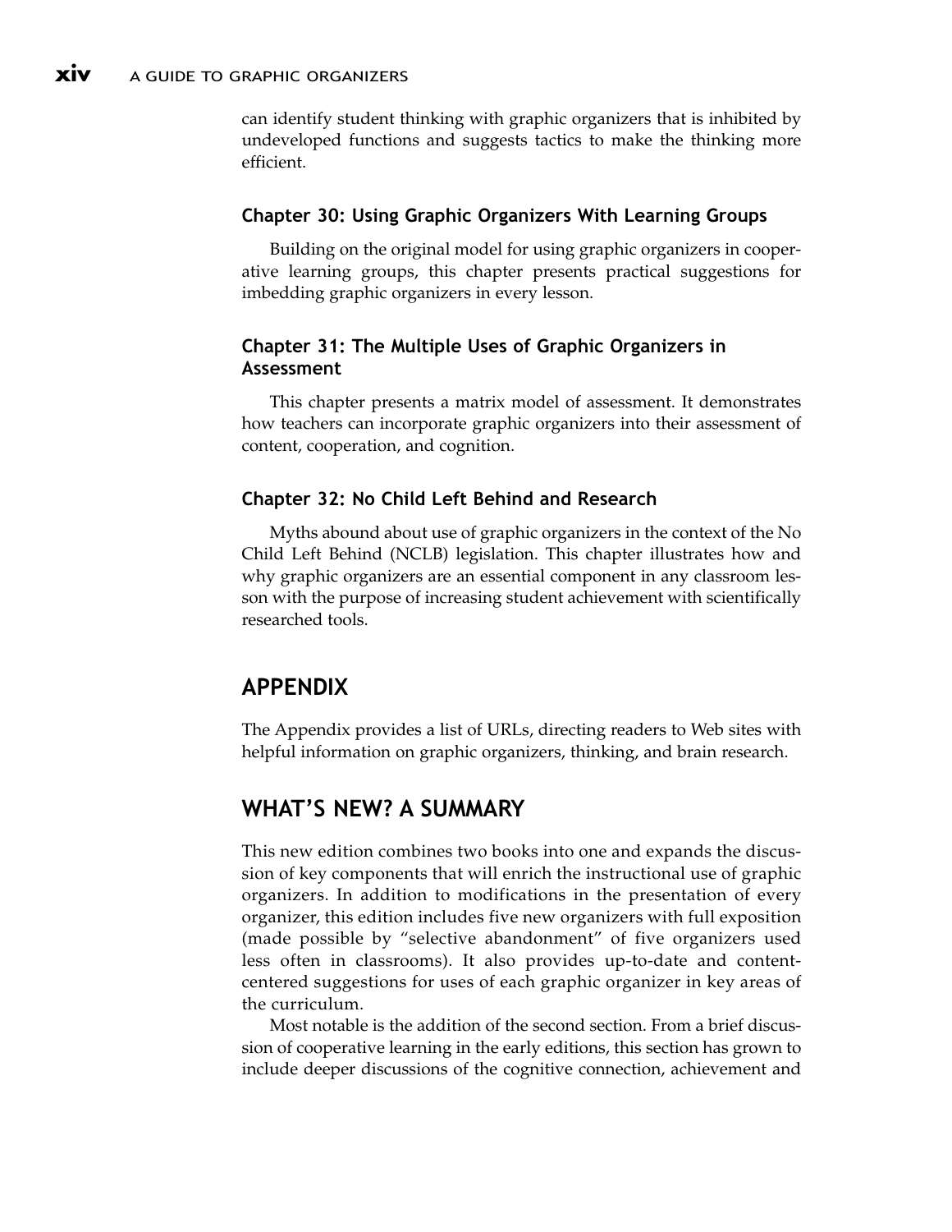can identify student thinking with graphic organizers that is inhibited by undeveloped functions and suggests tactics to make the thinking more efficient.

### Chapter 30: Using Graphic Organizers With Learning Groups

Building on the original model for using graphic organizers in cooperative learning groups, this chapter presents practical suggestions for imbedding graphic organizers in every lesson.

### Chapter 31: The Multiple Uses of Graphic Organizers in Assessment

This chapter presents a matrix model of assessment. It demonstrates how teachers can incorporate graphic organizers into their assessment of content, cooperation, and cognition.

### Chapter 32: No Child Left Behind and Research

Myths abound about use of graphic organizers in the context of the No Child Left Behind (NCLB) legislation. This chapter illustrates how and why graphic organizers are an essential component in any classroom lesson with the purpose of increasing student achievement with scientifically researched tools.

## APPENDIX

The Appendix provides a list of URLs, directing readers to Web sites with helpful information on graphic organizers, thinking, and brain research.

## WHAT'S NEW? A SUMMARY

This new edition combines two books into one and expands the discussion of key components that will enrich the instructional use of graphic organizers. In addition to modifications in the presentation of every organizer, this edition includes five new organizers with full exposition (made possible by "selective abandonment" of five organizers used less often in classrooms). It also provides up-to-date and content-centered suggestions for uses of each graphic organizer in key areas of the curriculum.

Most notable is the addition of the second section. From a brief discussion of cooperative learning in the early editions, this section has grown to include deeper discussions of the cognitive connection, achievement and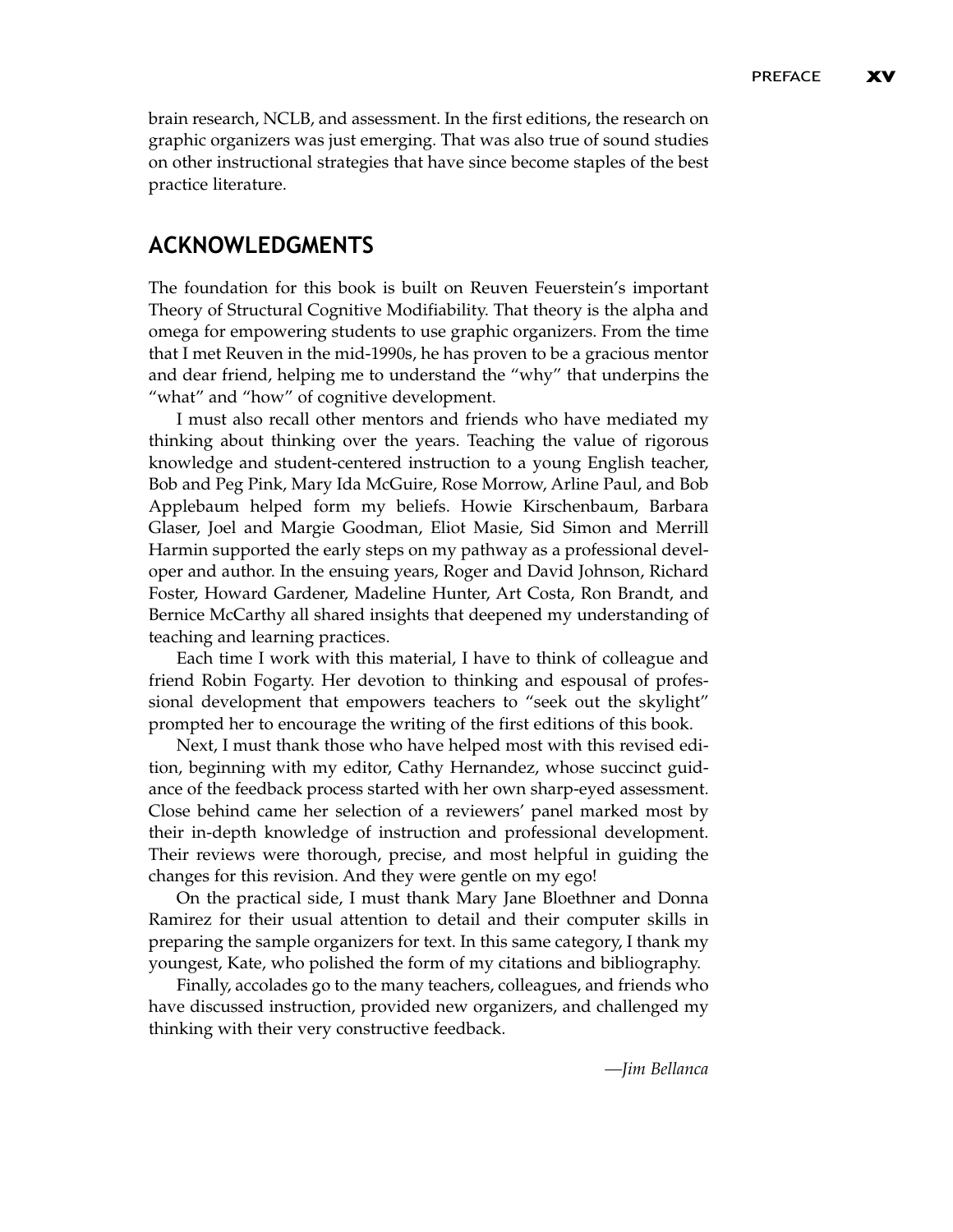brain research, NCLB, and assessment. In the first editions, the research on graphic organizers was just emerging. That was also true of sound studies on other instructional strategies that have since become staples of the best practice literature.

## ACKNOWLEDGMENTS

The foundation for this book is built on Reuven Feuerstein's important Theory of Structural Cognitive Modifiability. That theory is the alpha and omega for empowering students to use graphic organizers. From the time that I met Reuven in the mid-1990s, he has proven to be a gracious mentor and dear friend, helping me to understand the "why" that underpins the "what" and "how" of cognitive development.

I must also recall other mentors and friends who have mediated my thinking about thinking over the years. Teaching the value of rigorous knowledge and student-centered instruction to a young English teacher, Bob and Peg Pink, Mary Ida McGuire, Rose Morrow, Arline Paul, and Bob Applebaum helped form my beliefs. Howie Kirschenbaum, Barbara Glaser, Joel and Margie Goodman, Eliot Masie, Sid Simon and Merrill Harmin supported the early steps on my pathway as a professional developer and author. In the ensuing years, Roger and David Johnson, Richard Foster, Howard Gardener, Madeline Hunter, Art Costa, Ron Brandt, and Bernice McCarthy all shared insights that deepened my understanding of teaching and learning practices.

Each time I work with this material, I have to think of colleague and friend Robin Fogarty. Her devotion to thinking and espousal of professional development that empowers teachers to "seek out the skylight" prompted her to encourage the writing of the first editions of this book.

Next, I must thank those who have helped most with this revised edition, beginning with my editor, Cathy Hernandez, whose succinct guidance of the feedback process started with her own sharp-eyed assessment. Close behind came her selection of a reviewers' panel marked most by their in-depth knowledge of instruction and professional development. Their reviews were thorough, precise, and most helpful in guiding the changes for this revision. And they were gentle on my ego!

On the practical side, I must thank Mary Jane Bloethner and Donna Ramirez for their usual attention to detail and their computer skills in preparing the sample organizers for text. In this same category, I thank my youngest, Kate, who polished the form of my citations and bibliography.

Finally, accolades go to the many teachers, colleagues, and friends who have discussed instruction, provided new organizers, and challenged my thinking with their very constructive feedback.

—*Jim Bellanca*